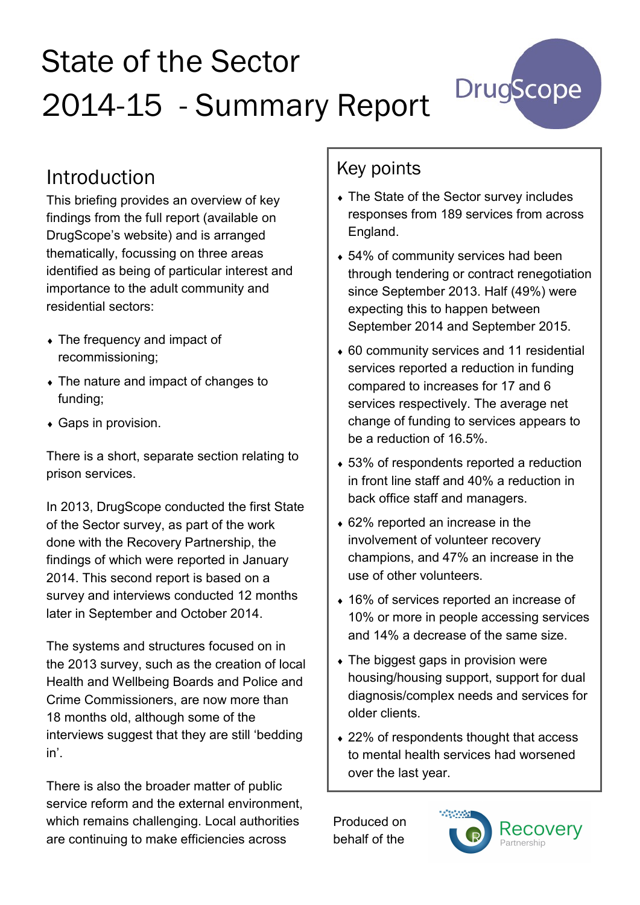# State of the Sector 2014-15 - Summary Report

## Introduction

This briefing provides an overview of key findings from the full report (available on DrugScope's website) and is arranged thematically, focussing on three areas identified as being of particular interest and importance to the adult community and residential sectors:

- The frequency and impact of recommissioning;
- The nature and impact of changes to funding;
- Gaps in provision.

There is a short, separate section relating to prison services.

In 2013, DrugScope conducted the first State of the Sector survey, as part of the work done with the Recovery Partnership, the findings of which were reported in January 2014. This second report is based on a survey and interviews conducted 12 months later in September and October 2014.

The systems and structures focused on in the 2013 survey, such as the creation of local Health and Wellbeing Boards and Police and Crime Commissioners, are now more than 18 months old, although some of the interviews suggest that they are still 'bedding in'.

There is also the broader matter of public service reform and the external environment, which remains challenging. Local authorities are continuing to make efficiencies across

## Key points

- The State of the Sector survey includes responses from 189 services from across England.
- 54% of community services had been through tendering or contract renegotiation since September 2013. Half (49%) were expecting this to happen between September 2014 and September 2015.
- 60 community services and 11 residential services reported a reduction in funding compared to increases for 17 and 6 services respectively. The average net change of funding to services appears to be a reduction of 16.5%.
- 53% of respondents reported a reduction in front line staff and 40% a reduction in back office staff and managers.
- 62% reported an increase in the involvement of volunteer recovery champions, and 47% an increase in the use of other volunteers.
- 16% of services reported an increase of 10% or more in people accessing services and 14% a decrease of the same size.
- The biggest gaps in provision were housing/housing support, support for dual diagnosis/complex needs and services for older clients.
- 22% of respondents thought that access to mental health services had worsened over the last year.

Produced on behalf of the Recovery Partnership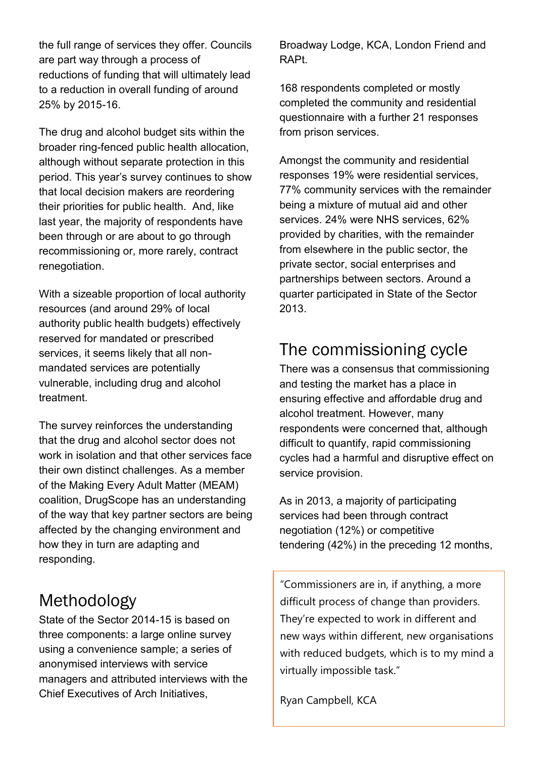the full range of services they offer. Councils are part way through a process of reductions of funding that will ultimately lead to a reduction in overall funding of around 25% by 2015-16.

The drug and alcohol budget sits within the broader ring-fenced public health allocation, although without separate protection in this period. This year's survey continues to show that local decision makers are reordering their priorities for public health. And, like last year, the majority of respondents have been through or are about to go through recommissioning or, more rarely, contract renegotiation.

With a sizeable proportion of local authority resources (and around 29% of local authority public health budgets) effectively reserved for mandated or prescribed services, it seems likely that all non-mandated services are potentially vulnerable, including drug and alcohol treatment.

The survey reinforces the understanding that the drug and alcohol sector does not work in isolation and that other services face their own distinct challenges. As a member of the Making Every Adult Matter (MEAM) coalition, DrugScope has an understanding of the way that key partner sectors are being affected by the changing environment and how they in turn are adapting and responding.

## Methodology

State of the Sector 2014-15 is based on three components: a large online survey using a convenience sample; a series of anonymised interviews with service managers and attributed interviews with the Chief Executives of Arch Initiatives, Broadway Lodge, KCA, London Friend and RAPt.

168 respondents completed or mostly completed the community and residential questionnaire with a further 21 responses from prison services.

Amongst the community and residential responses 19% were residential services, 77% community services with the remainder being a mixture of mutual aid and other services. 24% were NHS services, 62% provided by charities, with the remainder from elsewhere in the public sector, the private sector, social enterprises and partnerships between sectors. Around a quarter participated in State of the Sector 2013.

## The commissioning cycle

There was a consensus that commissioning and testing the market has a place in ensuring effective and affordable drug and alcohol treatment. However, many respondents were concerned that, although difficult to quantify, rapid commissioning cycles had a harmful and disruptive effect on service provision.

As in 2013, a majority of participating services had been through contract negotiation (12%) or competitive tendering (42%) in the preceding 12 months,

> "Commissioners are in, if anything, a more difficult process of change than providers. They're expected to work in different and new ways within different, new organisations with reduced budgets, which is to my mind a virtually impossible task."
>
> Ryan Campbell, KCA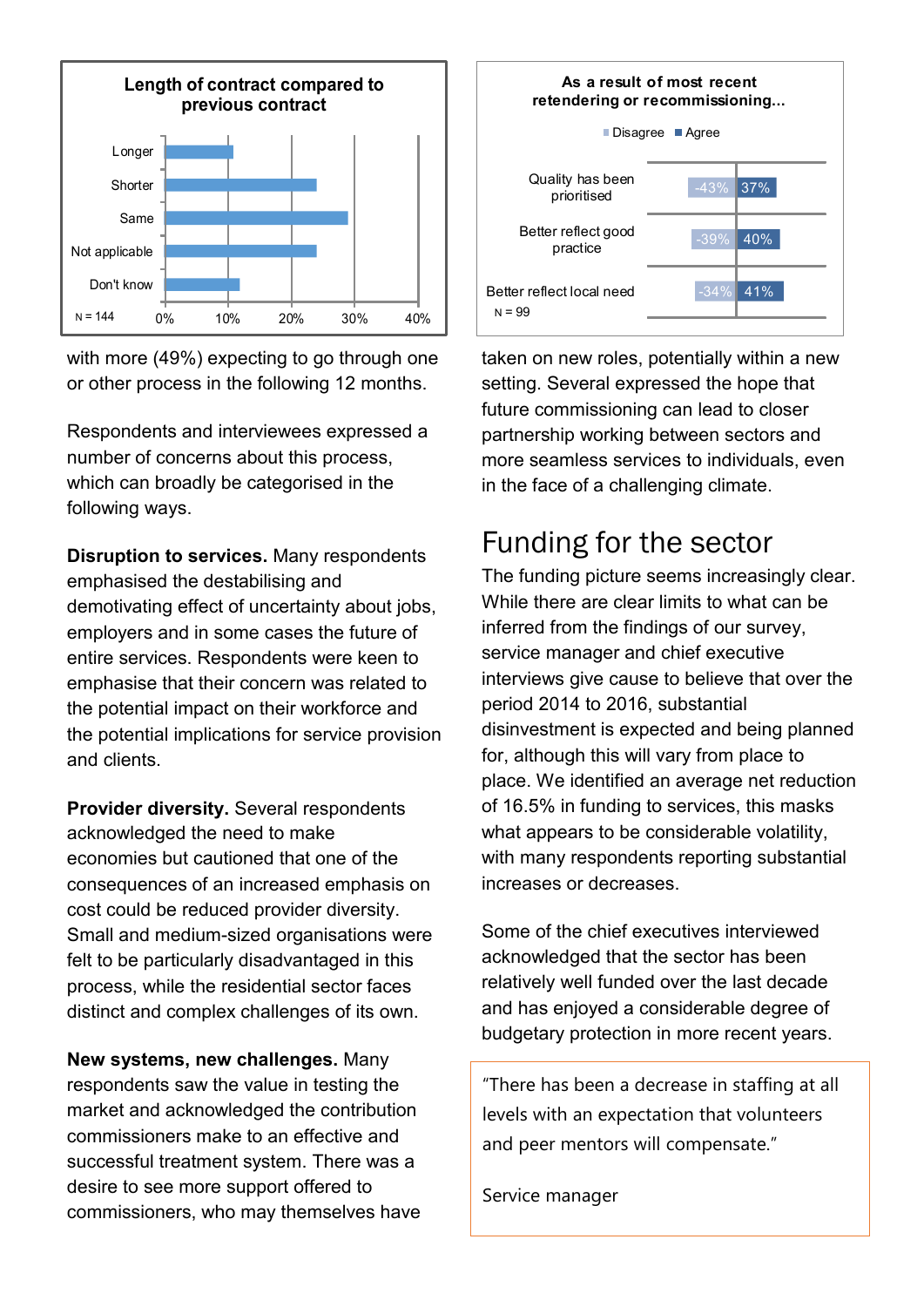**Length of contract compared to previous contract**

| | % |
|---|---|
| Longer | ~11% |
| Shorter | ~24% |
| Same | ~29% |
| Not applicable | ~24% |
| Don't know | ~12% |

N = 144

**As a result of most recent retendering or recommissioning...**

| | Disagree | Agree |
|---|---|---|
| Quality has been prioritised | -43% | 37% |
| Better reflect good practice | -39% | 40% |
| Better reflect local need | -34% | 41% |

N = 99

with more (49%) expecting to go through one or other process in the following 12 months.

Respondents and interviewees expressed a number of concerns about this process, which can broadly be categorised in the following ways.

**Disruption to services.** Many respondents emphasised the destabilising and demotivating effect of uncertainty about jobs, employers and in some cases the future of entire services. Respondents were keen to emphasise that their concern was related to the potential impact on their workforce and the potential implications for service provision and clients.

**Provider diversity.** Several respondents acknowledged the need to make economies but cautioned that one of the consequences of an increased emphasis on cost could be reduced provider diversity. Small and medium-sized organisations were felt to be particularly disadvantaged in this process, while the residential sector faces distinct and complex challenges of its own.

**New systems, new challenges.** Many respondents saw the value in testing the market and acknowledged the contribution commissioners make to an effective and successful treatment system. There was a desire to see more support offered to commissioners, who may themselves have taken on new roles, potentially within a new setting. Several expressed the hope that future commissioning can lead to closer partnership working between sectors and more seamless services to individuals, even in the face of a challenging climate.

## Funding for the sector

The funding picture seems increasingly clear. While there are clear limits to what can be inferred from the findings of our survey, service manager and chief executive interviews give cause to believe that over the period 2014 to 2016, substantial disinvestment is expected and being planned for, although this will vary from place to place. We identified an average net reduction of 16.5% in funding to services, this masks what appears to be considerable volatility, with many respondents reporting substantial increases or decreases.

Some of the chief executives interviewed acknowledged that the sector has been relatively well funded over the last decade and has enjoyed a considerable degree of budgetary protection in more recent years.

> "There has been a decrease in staffing at all levels with an expectation that volunteers and peer mentors will compensate."
>
> Service manager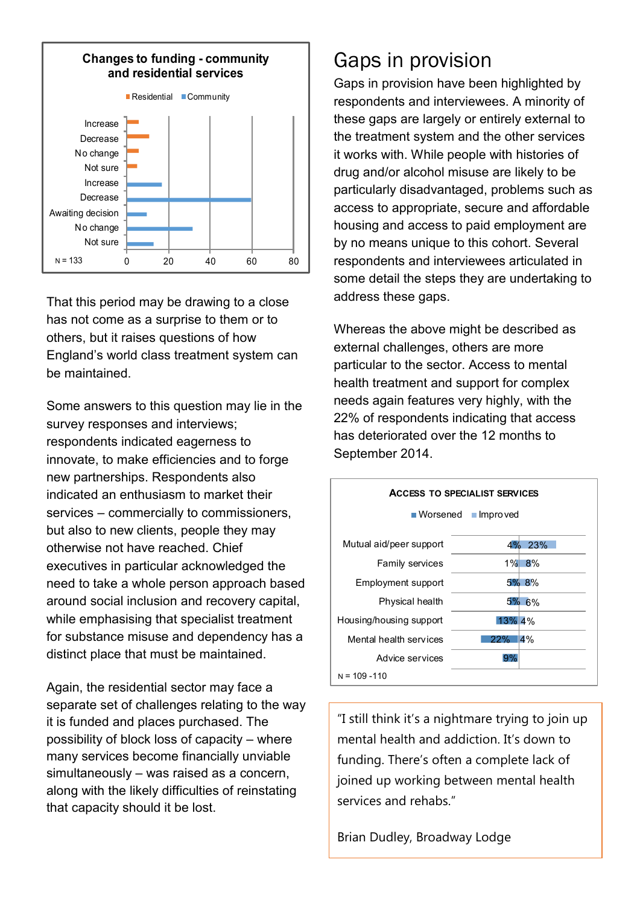**Changes to funding - community and residential services**

Residential | Community

| Category | Service type | Approximate value |
|---|---|---|
| Increase | Residential | 6 |
| Decrease | Residential | 11 |
| No change | Residential | 6 |
| Not sure | Residential | 5 |
| Increase | Community | 17 |
| Decrease | Community | 60 |
| Awaiting decision | Community | 10 |
| No change | Community | 32 |
| Not sure | Community | 13 |

N = 133

That this period may be drawing to a close has not come as a surprise to them or to others, but it raises questions of how England's world class treatment system can be maintained.

Some answers to this question may lie in the survey responses and interviews; respondents indicated eagerness to innovate, to make efficiencies and to forge new partnerships. Respondents also indicated an enthusiasm to market their services – commercially to commissioners, but also to new clients, people they may otherwise not have reached. Chief executives in particular acknowledged the need to take a whole person approach based around social inclusion and recovery capital, while emphasising that specialist treatment for substance misuse and dependency has a distinct place that must be maintained.

Again, the residential sector may face a separate set of challenges relating to the way it is funded and places purchased. The possibility of block loss of capacity – where many services become financially unviable simultaneously – was raised as a concern, along with the likely difficulties of reinstating that capacity should it be lost.

# Gaps in provision

Gaps in provision have been highlighted by respondents and interviewees. A minority of these gaps are largely or entirely external to the treatment system and the other services it works with. While people with histories of drug and/or alcohol misuse are likely to be particularly disadvantaged, problems such as access to appropriate, secure and affordable housing and access to paid employment are by no means unique to this cohort. Several respondents and interviewees articulated in some detail the steps they are undertaking to address these gaps.

Whereas the above might be described as external challenges, others are more particular to the sector. Access to mental health treatment and support for complex needs again features very highly, with the 22% of respondents indicating that access has deteriorated over the 12 months to September 2014.

**Access to specialist services**

| Service | Worsened | Improved |
|---|---|---|
| Mutual aid/peer support | 4% | 23% |
| Family services | 1% | 8% |
| Employment support | 5% | 8% |
| Physical health | 5% | 6% |
| Housing/housing support | 13% | 4% |
| Mental health services | 22% | 4% |
| Advice services | 9% | |

N = 109 - 110

> "I still think it's a nightmare trying to join up mental health and addiction. It's down to funding. There's often a complete lack of joined up working between mental health services and rehabs."
>
> Brian Dudley, Broadway Lodge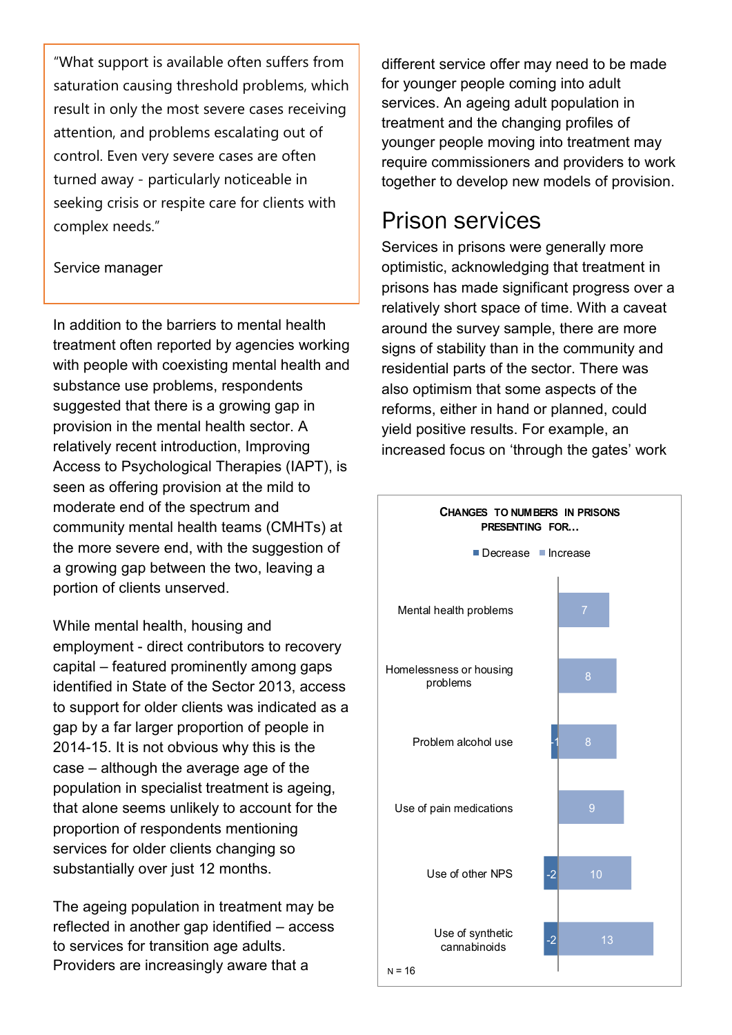> "What support is available often suffers from saturation causing threshold problems, which result in only the most severe cases receiving attention, and problems escalating out of control. Even very severe cases are often turned away - particularly noticeable in seeking crisis or respite care for clients with complex needs."
>
> Service manager

In addition to the barriers to mental health treatment often reported by agencies working with people with coexisting mental health and substance use problems, respondents suggested that there is a growing gap in provision in the mental health sector. A relatively recent introduction, Improving Access to Psychological Therapies (IAPT), is seen as offering provision at the mild to moderate end of the spectrum and community mental health teams (CMHTs) at the more severe end, with the suggestion of a growing gap between the two, leaving a portion of clients unserved.

While mental health, housing and employment - direct contributors to recovery capital – featured prominently among gaps identified in State of the Sector 2013, access to support for older clients was indicated as a gap by a far larger proportion of people in 2014-15. It is not obvious why this is the case – although the average age of the population in specialist treatment is ageing, that alone seems unlikely to account for the proportion of respondents mentioning services for older clients changing so substantially over just 12 months.

The ageing population in treatment may be reflected in another gap identified – access to services for transition age adults. Providers are increasingly aware that a different service offer may need to be made for younger people coming into adult services. An ageing adult population in treatment and the changing profiles of younger people moving into treatment may require commissioners and providers to work together to develop new models of provision.

## Prison services

Services in prisons were generally more optimistic, acknowledging that treatment in prisons has made significant progress over a relatively short space of time. With a caveat around the survey sample, there are more signs of stability than in the community and residential parts of the sector. There was also optimism that some aspects of the reforms, either in hand or planned, could yield positive results. For example, an increased focus on 'through the gates' work

**CHANGES TO NUMBERS IN PRISONS PRESENTING FOR...**

| | Decrease | Increase |
|---|---|---|
| Mental health problems | | 7 |
| Homelessness or housing problems | | 8 |
| Problem alcohol use | -1 | 8 |
| Use of pain medications | | 9 |
| Use of other NPS | -2 | 10 |
| Use of synthetic cannabinoids | -2 | 13 |

N = 16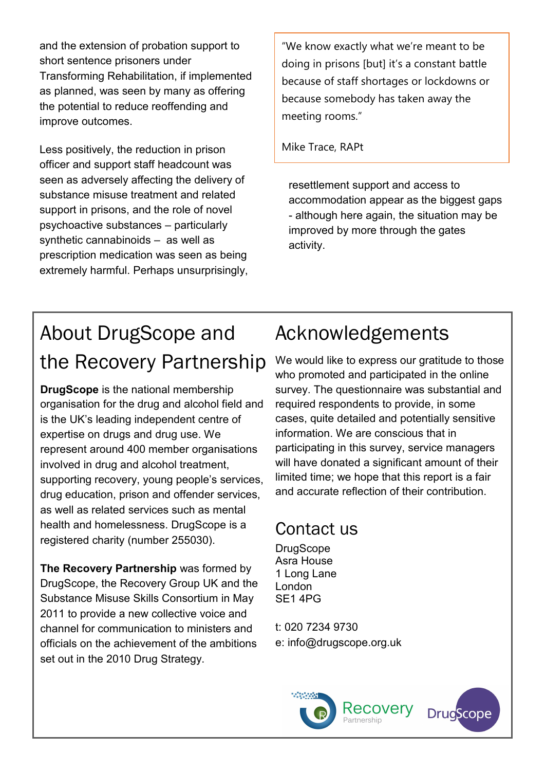and the extension of probation support to short sentence prisoners under Transforming Rehabilitation, if implemented as planned, was seen by many as offering the potential to reduce reoffending and improve outcomes.

Less positively, the reduction in prison officer and support staff headcount was seen as adversely affecting the delivery of substance misuse treatment and related support in prisons, and the role of novel psychoactive substances – particularly synthetic cannabinoids – as well as prescription medication was seen as being extremely harmful. Perhaps unsurprisingly, resettlement support and access to accommodation appear as the biggest gaps - although here again, the situation may be improved by more through the gates activity.

> "We know exactly what we're meant to be doing in prisons [but] it's a constant battle because of staff shortages or lockdowns or because somebody has taken away the meeting rooms."
>
> Mike Trace, RAPt

## About DrugScope and the Recovery Partnership

**DrugScope** is the national membership organisation for the drug and alcohol field and is the UK's leading independent centre of expertise on drugs and drug use. We represent around 400 member organisations involved in drug and alcohol treatment, supporting recovery, young people's services, drug education, prison and offender services, as well as related services such as mental health and homelessness. DrugScope is a registered charity (number 255030).

**The Recovery Partnership** was formed by DrugScope, the Recovery Group UK and the Substance Misuse Skills Consortium in May 2011 to provide a new collective voice and channel for communication to ministers and officials on the achievement of the ambitions set out in the 2010 Drug Strategy.

## Acknowledgements

We would like to express our gratitude to those who promoted and participated in the online survey. The questionnaire was substantial and required respondents to provide, in some cases, quite detailed and potentially sensitive information. We are conscious that in participating in this survey, service managers will have donated a significant amount of their limited time; we hope that this report is a fair and accurate reflection of their contribution.

## Contact us

DrugScope
Asra House
1 Long Lane
London
SE1 4PG

t: 020 7234 9730
e: info@drugscope.org.uk

Recovery Partnership

DrugScope